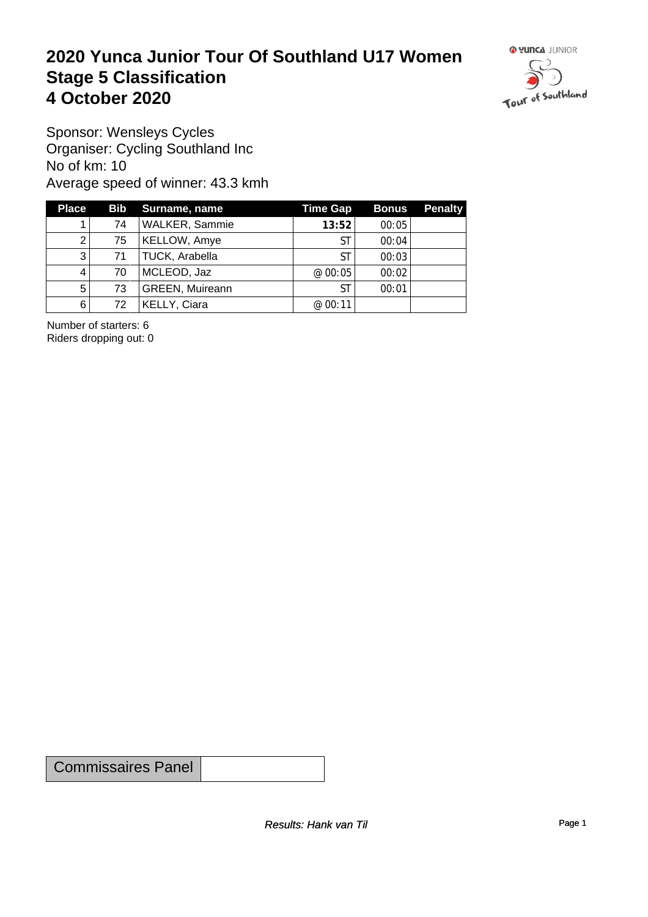# 2020 Yunca Junior Tour Of Southland U17 Women
# Stage 5 Classification
# 4 October 2020

Sponsor: Wensleys Cycles
Organiser: Cycling Southland Inc
No of km: 10
Average speed of winner: 43.3 kmh

| Place | Bib | Surname, name | Time Gap | Bonus | Penalty |
|---|---|---|---|---|---|
| 1 | 74 | WALKER, Sammie | **13:52** | 00:05 | |
| 2 | 75 | KELLOW, Amye | ST | 00:04 | |
| 3 | 71 | TUCK, Arabella | ST | 00:03 | |
| 4 | 70 | MCLEOD, Jaz | @ 00:05 | 00:02 | |
| 5 | 73 | GREEN, Muireann | ST | 00:01 | |
| 6 | 72 | KELLY, Ciara | @ 00:11 | | |

Number of starters: 6
Riders dropping out: 0

| Commissaires Panel | |
|---|---|

*Results: Hank van Til*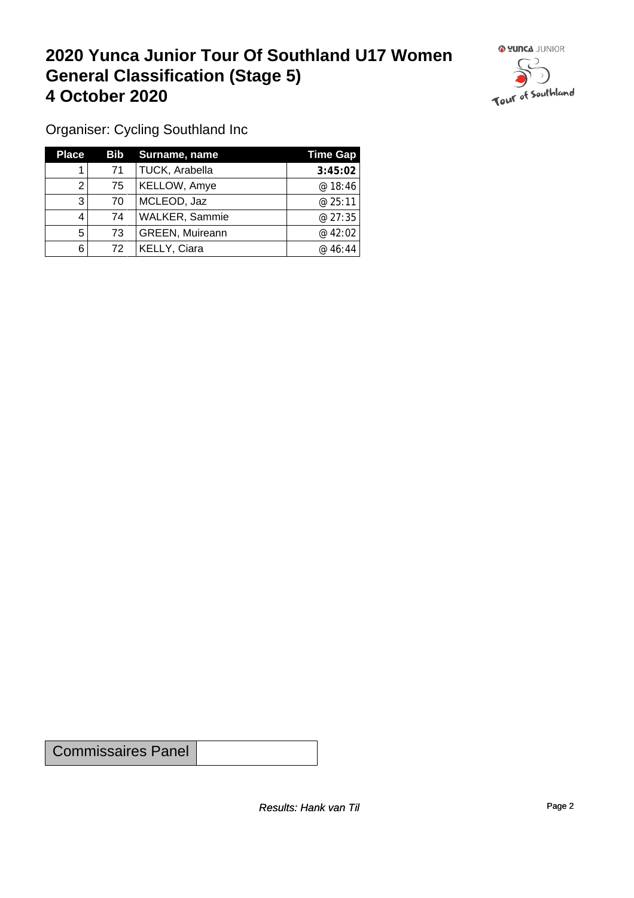# 2020 Yunca Junior Tour Of Southland U17 Women General Classification (Stage 5) 4 October 2020

Organiser: Cycling Southland Inc

| Place | Bib | Surname, name | Time Gap |
|---|---|---|---|
| 1 | 71 | TUCK, Arabella | **3:45:02** |
| 2 | 75 | KELLOW, Amye | @ 18:46 |
| 3 | 70 | MCLEOD, Jaz | @ 25:11 |
| 4 | 74 | WALKER, Sammie | @ 27:35 |
| 5 | 73 | GREEN, Muireann | @ 42:02 |
| 6 | 72 | KELLY, Ciara | @ 46:44 |

| Commissaires Panel | |
|---|---|

*Results: Hank van Til*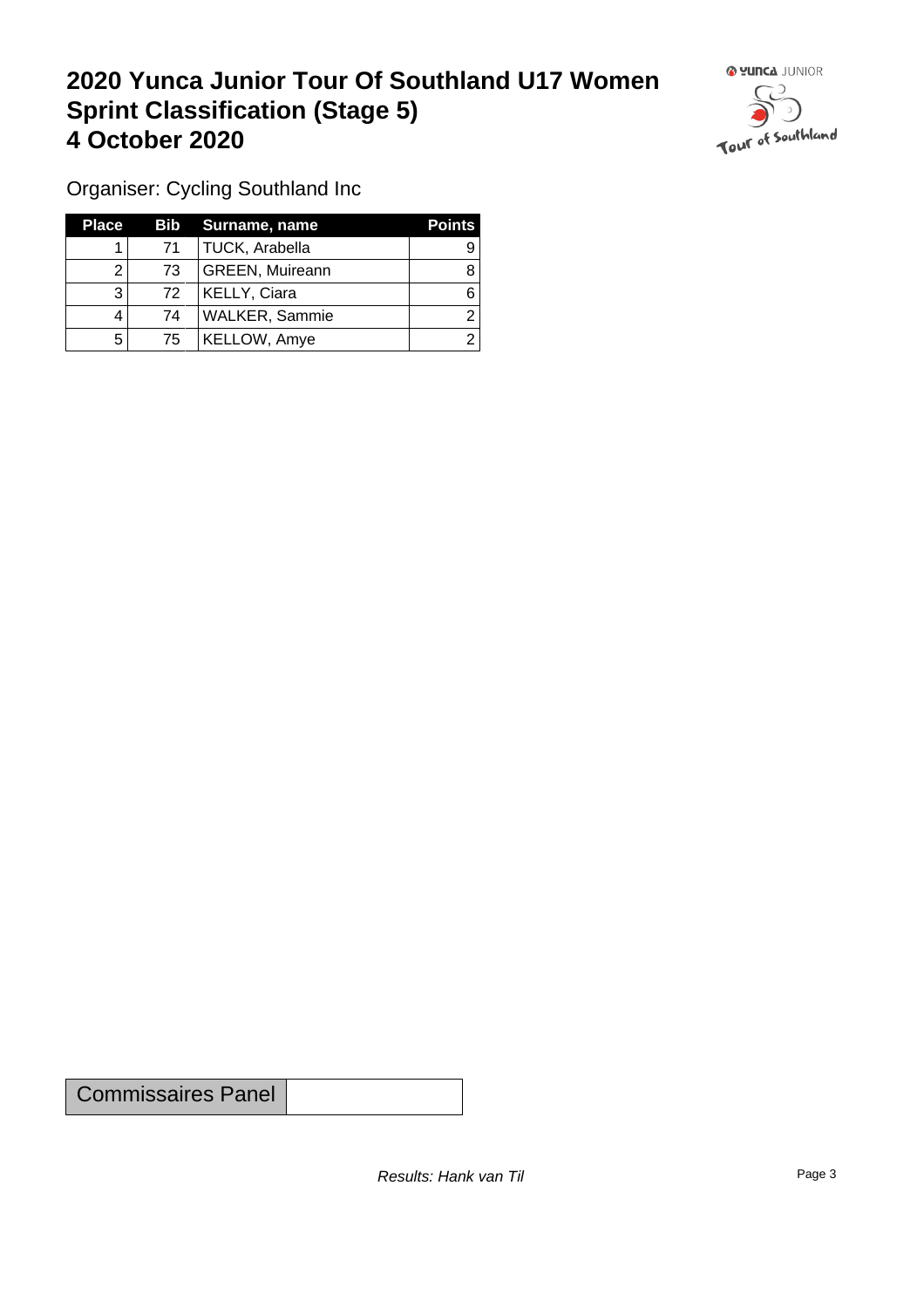# 2020 Yunca Junior Tour Of Southland U17 Women
# Sprint Classification (Stage 5)
# 4 October 2020

Organiser: Cycling Southland Inc

| Place | Bib | Surname, name | Points |
|---|---|---|---|
| 1 | 71 | TUCK, Arabella | 9 |
| 2 | 73 | GREEN, Muireann | 8 |
| 3 | 72 | KELLY, Ciara | 6 |
| 4 | 74 | WALKER, Sammie | 2 |
| 5 | 75 | KELLOW, Amye | 2 |

| Commissaires Panel | |
|---|---|

*Results: Hank van Til*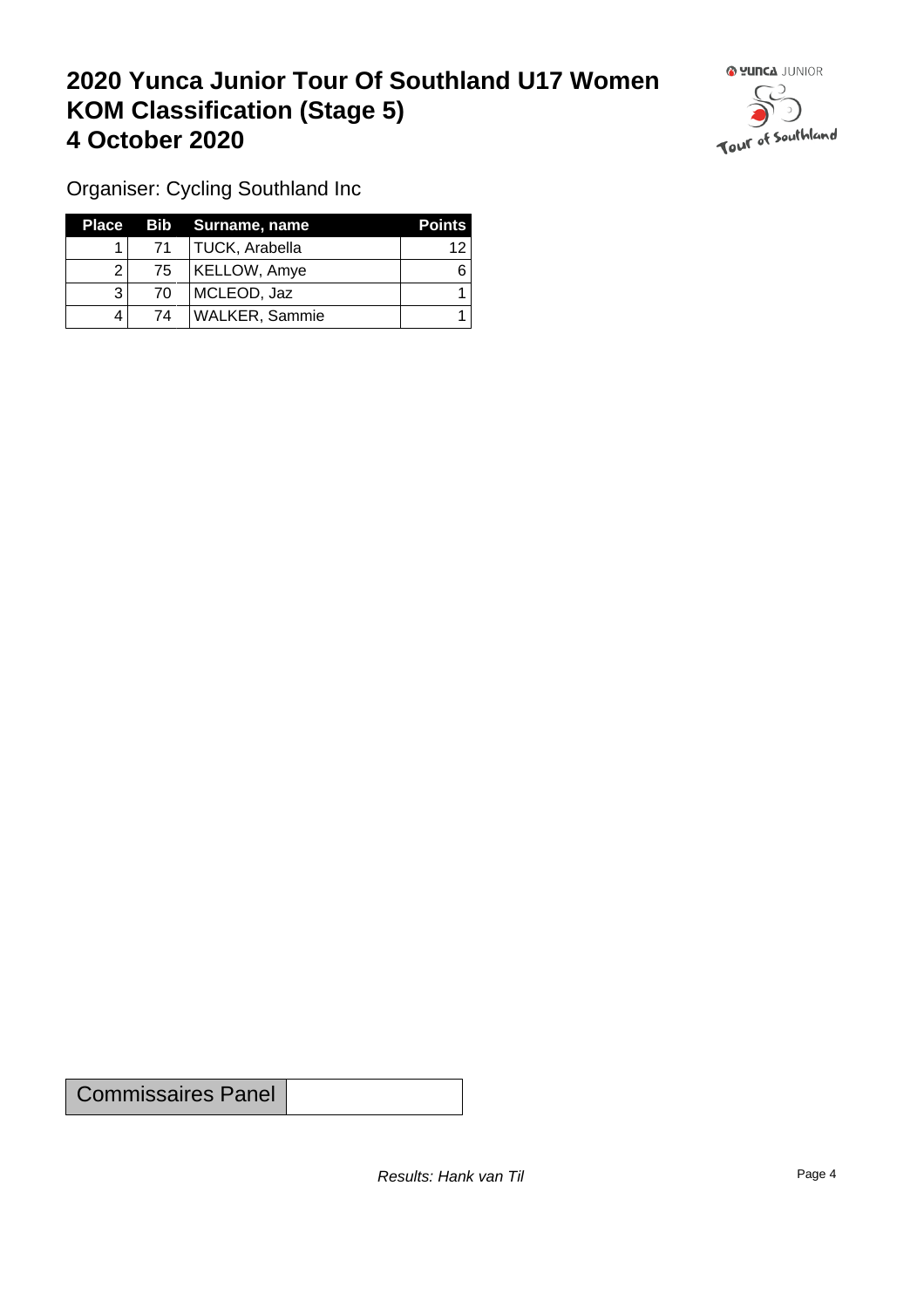# 2020 Yunca Junior Tour Of Southland U17 Women
# KOM Classification (Stage 5)
# 4 October 2020

Organiser: Cycling Southland Inc

| Place | Bib | Surname, name | Points |
|---|---|---|---|
| 1 | 71 | TUCK, Arabella | 12 |
| 2 | 75 | KELLOW, Amye | 6 |
| 3 | 70 | MCLEOD, Jaz | 1 |
| 4 | 74 | WALKER, Sammie | 1 |

| Commissaires Panel | |
|---|---|

*Results: Hank van Til*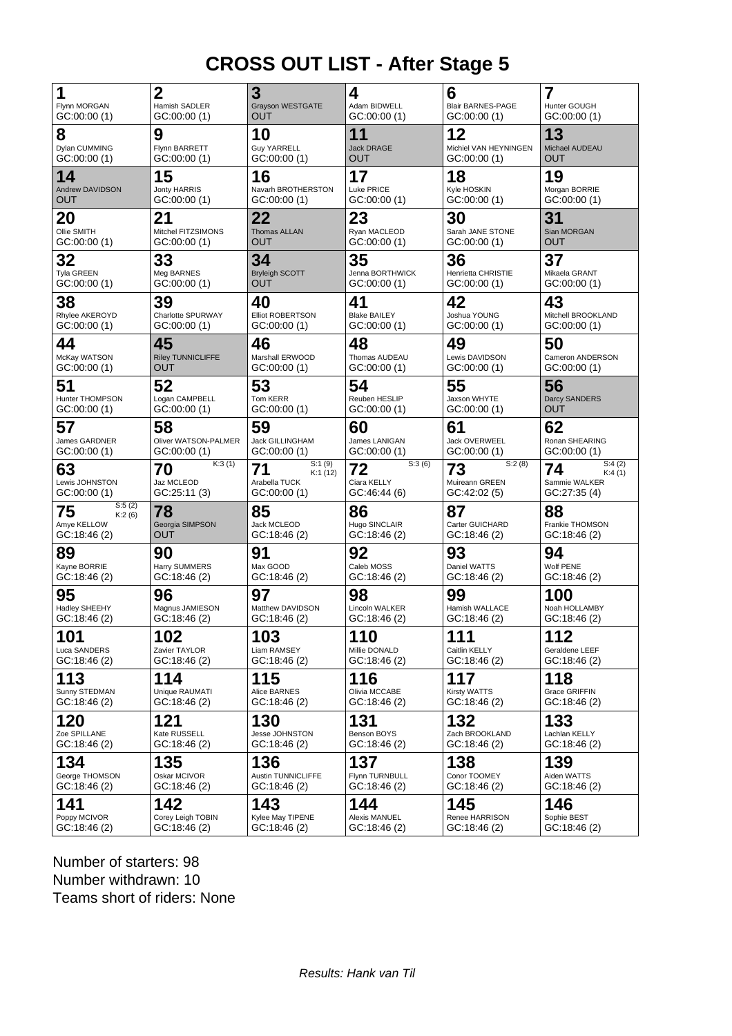# CROSS OUT LIST - After Stage 5

| | | | | | |
|---|---|---|---|---|---|
| **1**<br>Flynn MORGAN<br>GC:00:00 (1) | **2**<br>Hamish SADLER<br>GC:00:00 (1) | **3**<br>Grayson WESTGATE<br>OUT | **4**<br>Adam BIDWELL<br>GC:00:00 (1) | **6**<br>Blair BARNES-PAGE<br>GC:00:00 (1) | **7**<br>Hunter GOUGH<br>GC:00:00 (1) |
| **8**<br>Dylan CUMMING<br>GC:00:00 (1) | **9**<br>Flynn BARRETT<br>GC:00:00 (1) | **10**<br>Guy YARRELL<br>GC:00:00 (1) | **11**<br>Jack DRAGE<br>OUT | **12**<br>Michiel VAN HEYNINGEN<br>GC:00:00 (1) | **13**<br>Michael AUDEAU<br>OUT |
| **14**<br>Andrew DAVIDSON<br>OUT | **15**<br>Jonty HARRIS<br>GC:00:00 (1) | **16**<br>Navarh BROTHERSTON<br>GC:00:00 (1) | **17**<br>Luke PRICE<br>GC:00:00 (1) | **18**<br>Kyle HOSKIN<br>GC:00:00 (1) | **19**<br>Morgan BORRIE<br>GC:00:00 (1) |
| **20**<br>Ollie SMITH<br>GC:00:00 (1) | **21**<br>Mitchel FITZSIMONS<br>GC:00:00 (1) | **22**<br>Thomas ALLAN<br>OUT | **23**<br>Ryan MACLEOD<br>GC:00:00 (1) | **30**<br>Sarah JANE STONE<br>GC:00:00 (1) | **31**<br>Sian MORGAN<br>OUT |
| **32**<br>Tyla GREEN<br>GC:00:00 (1) | **33**<br>Meg BARNES<br>GC:00:00 (1) | **34**<br>Bryleigh SCOTT<br>OUT | **35**<br>Jenna BORTHWICK<br>GC:00:00 (1) | **36**<br>Henrietta CHRISTIE<br>GC:00:00 (1) | **37**<br>Mikaela GRANT<br>GC:00:00 (1) |
| **38**<br>Rhylee AKEROYD<br>GC:00:00 (1) | **39**<br>Charlotte SPURWAY<br>GC:00:00 (1) | **40**<br>Elliot ROBERTSON<br>GC:00:00 (1) | **41**<br>Blake BAILEY<br>GC:00:00 (1) | **42**<br>Joshua YOUNG<br>GC:00:00 (1) | **43**<br>Mitchell BROOKLAND<br>GC:00:00 (1) |
| **44**<br>McKay WATSON<br>GC:00:00 (1) | **45**<br>Riley TUNNICLIFFE<br>OUT | **46**<br>Marshall ERWOOD<br>GC:00:00 (1) | **48**<br>Thomas AUDEAU<br>GC:00:00 (1) | **49**<br>Lewis DAVIDSON<br>GC:00:00 (1) | **50**<br>Cameron ANDERSON<br>GC:00:00 (1) |
| **51**<br>Hunter THOMPSON<br>GC:00:00 (1) | **52**<br>Logan CAMPBELL<br>GC:00:00 (1) | **53**<br>Tom KERR<br>GC:00:00 (1) | **54**<br>Reuben HESLIP<br>GC:00:00 (1) | **55**<br>Jaxson WHYTE<br>GC:00:00 (1) | **56**<br>Darcy SANDERS<br>OUT |
| **57**<br>James GARDNER<br>GC:00:00 (1) | **58**<br>Oliver WATSON-PALMER<br>GC:00:00 (1) | **59**<br>Jack GILLINGHAM<br>GC:00:00 (1) | **60**<br>James LANIGAN<br>GC:00:00 (1) | **61**<br>Jack OVERWEEL<br>GC:00:00 (1) | **62**<br>Ronan SHEARING<br>GC:00:00 (1) |
| **63**<br>Lewis JOHNSTON<br>GC:00:00 (1) | **70** K:3 (1)<br>Jaz MCLEOD<br>GC:25:11 (3) | **71** S:1 (9) K:1 (12)<br>Arabella TUCK<br>GC:00:00 (1) | **72** S:3 (6)<br>Ciara KELLY<br>GC:46:44 (6) | **73** S:2 (8)<br>Muireann GREEN<br>GC:42:02 (5) | **74** S:4 (2) K:4 (1)<br>Sammie WALKER<br>GC:27:35 (4) |
| **75** S:5 (2) K:2 (6)<br>Amye KELLOW<br>GC:18:46 (2) | **78**<br>Georgia SIMPSON<br>OUT | **85**<br>Jack MCLEOD<br>GC:18:46 (2) | **86**<br>Hugo SINCLAIR<br>GC:18:46 (2) | **87**<br>Carter GUICHARD<br>GC:18:46 (2) | **88**<br>Frankie THOMSON<br>GC:18:46 (2) |
| **89**<br>Kayne BORRIE<br>GC:18:46 (2) | **90**<br>Harry SUMMERS<br>GC:18:46 (2) | **91**<br>Max GOOD<br>GC:18:46 (2) | **92**<br>Caleb MOSS<br>GC:18:46 (2) | **93**<br>Daniel WATTS<br>GC:18:46 (2) | **94**<br>Wolf PENE<br>GC:18:46 (2) |
| **95**<br>Hadley SHEEHY<br>GC:18:46 (2) | **96**<br>Magnus JAMIESON<br>GC:18:46 (2) | **97**<br>Matthew DAVIDSON<br>GC:18:46 (2) | **98**<br>Lincoln WALKER<br>GC:18:46 (2) | **99**<br>Hamish WALLACE<br>GC:18:46 (2) | **100**<br>Noah HOLLAMBY<br>GC:18:46 (2) |
| **101**<br>Luca SANDERS<br>GC:18:46 (2) | **102**<br>Zavier TAYLOR<br>GC:18:46 (2) | **103**<br>Liam RAMSEY<br>GC:18:46 (2) | **110**<br>Millie DONALD<br>GC:18:46 (2) | **111**<br>Caitlin KELLY<br>GC:18:46 (2) | **112**<br>Geraldene LEEF<br>GC:18:46 (2) |
| **113**<br>Sunny STEDMAN<br>GC:18:46 (2) | **114**<br>Unique RAUMATI<br>GC:18:46 (2) | **115**<br>Alice BARNES<br>GC:18:46 (2) | **116**<br>Olivia MCCABE<br>GC:18:46 (2) | **117**<br>Kirsty WATTS<br>GC:18:46 (2) | **118**<br>Grace GRIFFIN<br>GC:18:46 (2) |
| **120**<br>Zoe SPILLANE<br>GC:18:46 (2) | **121**<br>Kate RUSSELL<br>GC:18:46 (2) | **130**<br>Jesse JOHNSTON<br>GC:18:46 (2) | **131**<br>Benson BOYS<br>GC:18:46 (2) | **132**<br>Zach BROOKLAND<br>GC:18:46 (2) | **133**<br>Lachlan KELLY<br>GC:18:46 (2) |
| **134**<br>George THOMSON<br>GC:18:46 (2) | **135**<br>Oskar MCIVOR<br>GC:18:46 (2) | **136**<br>Austin TUNNICLIFFE<br>GC:18:46 (2) | **137**<br>Flynn TURNBULL<br>GC:18:46 (2) | **138**<br>Conor TOOMEY<br>GC:18:46 (2) | **139**<br>Aiden WATTS<br>GC:18:46 (2) |
| **141**<br>Poppy MCIVOR<br>GC:18:46 (2) | **142**<br>Corey Leigh TOBIN<br>GC:18:46 (2) | **143**<br>Kylee May TIPENE<br>GC:18:46 (2) | **144**<br>Alexis MANUEL<br>GC:18:46 (2) | **145**<br>Renee HARRISON<br>GC:18:46 (2) | **146**<br>Sophie BEST<br>GC:18:46 (2) |

Number of starters: 98
Number withdrawn: 10
Teams short of riders: None

*Results: Hank van Til*